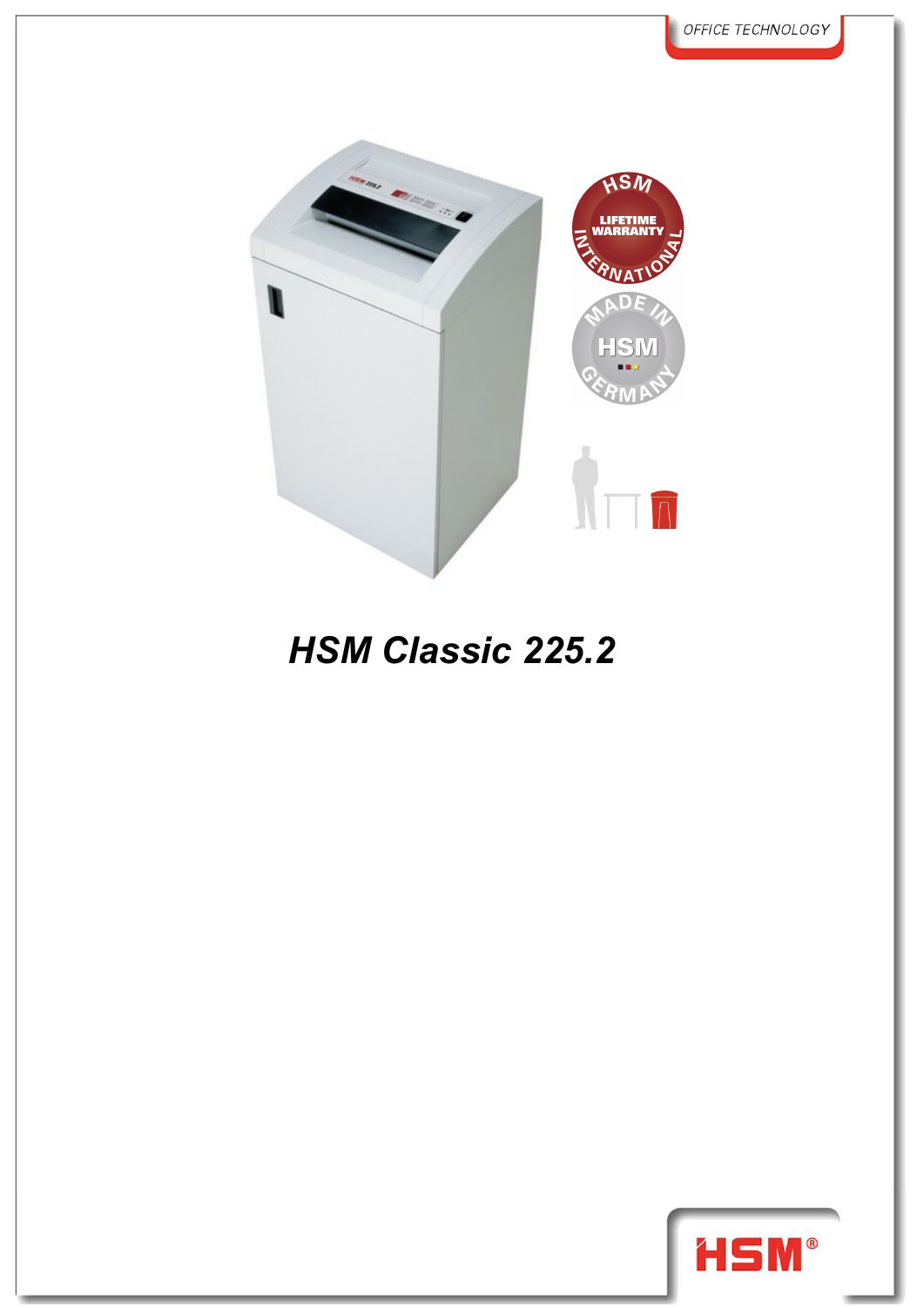OFFICE TECHNOLOGY

# HSM Classic 225.2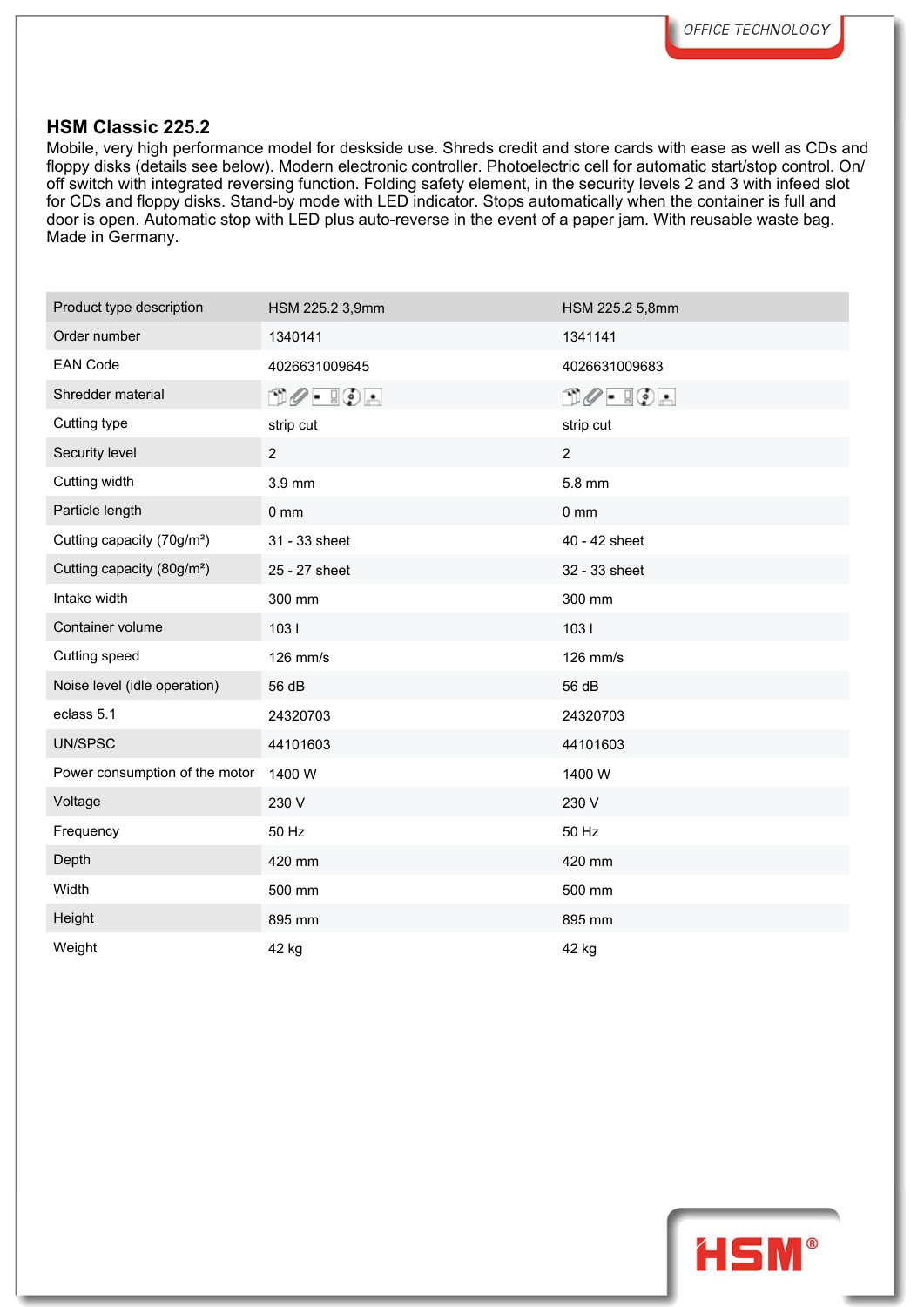## HSM Classic 225.2

Mobile, very high performance model for deskside use. Shreds credit and store cards with ease as well as CDs and floppy disks (details see below). Modern electronic controller. Photoelectric cell for automatic start/stop control. On/off switch with integrated reversing function. Folding safety element, in the security levels 2 and 3 with infeed slot for CDs and floppy disks. Stand-by mode with LED indicator. Stops automatically when the container is full and door is open. Automatic stop with LED plus auto-reverse in the event of a paper jam. With reusable waste bag. Made in Germany.

| Product type description | HSM 225.2 3,9mm | HSM 225.2 5,8mm |
|---|---|---|
| Order number | 1340141 | 1341141 |
| EAN Code | 4026631009645 | 4026631009683 |
| Shredder material | | |
| Cutting type | strip cut | strip cut |
| Security level | 2 | 2 |
| Cutting width | 3.9 mm | 5.8 mm |
| Particle length | 0 mm | 0 mm |
| Cutting capacity (70g/m²) | 31 - 33 sheet | 40 - 42 sheet |
| Cutting capacity (80g/m²) | 25 - 27 sheet | 32 - 33 sheet |
| Intake width | 300 mm | 300 mm |
| Container volume | 103 l | 103 l |
| Cutting speed | 126 mm/s | 126 mm/s |
| Noise level (idle operation) | 56 dB | 56 dB |
| eclass 5.1 | 24320703 | 24320703 |
| UN/SPSC | 44101603 | 44101603 |
| Power consumption of the motor | 1400 W | 1400 W |
| Voltage | 230 V | 230 V |
| Frequency | 50 Hz | 50 Hz |
| Depth | 420 mm | 420 mm |
| Width | 500 mm | 500 mm |
| Height | 895 mm | 895 mm |
| Weight | 42 kg | 42 kg |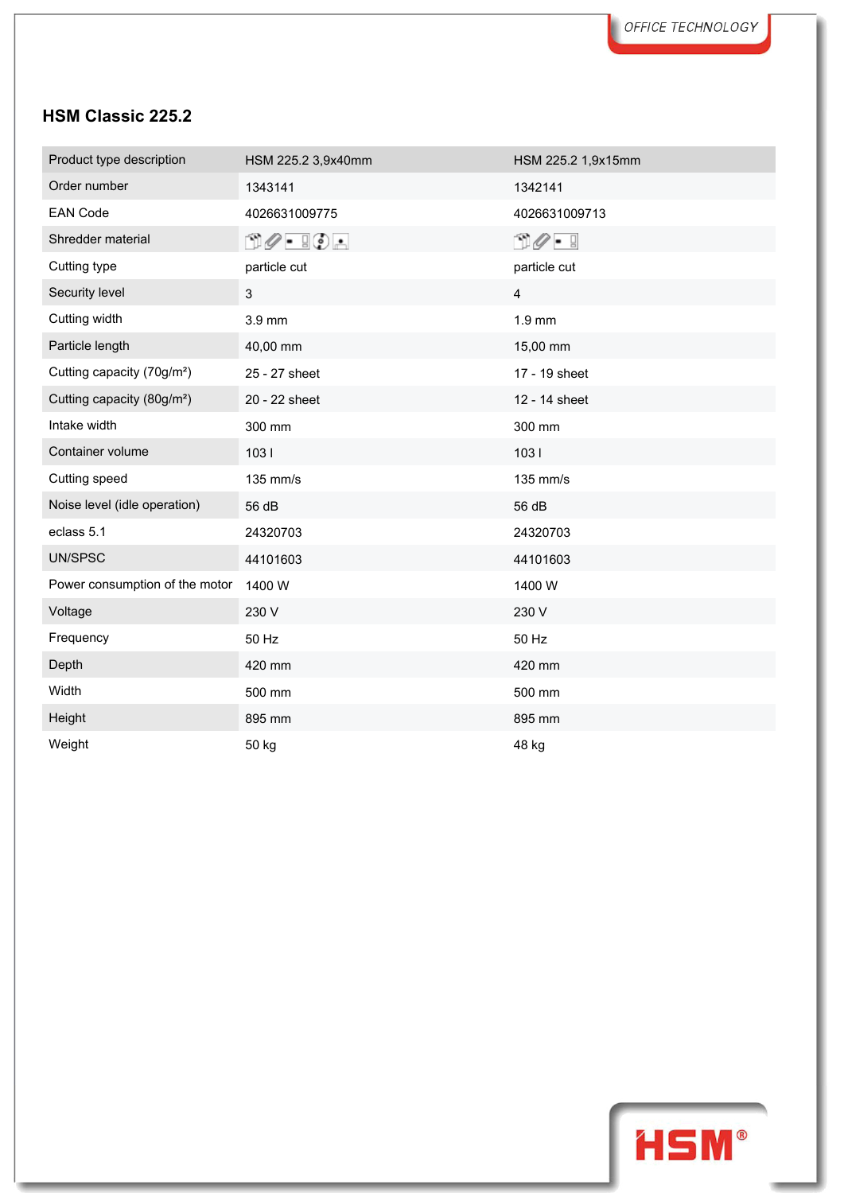## HSM Classic 225.2

| Product type description | HSM 225.2 3,9x40mm | HSM 225.2 1,9x15mm |
|---|---|---|
| Order number | 1343141 | 1342141 |
| EAN Code | 4026631009775 | 4026631009713 |
| Shredder material | | |
| Cutting type | particle cut | particle cut |
| Security level | 3 | 4 |
| Cutting width | 3.9 mm | 1.9 mm |
| Particle length | 40,00 mm | 15,00 mm |
| Cutting capacity (70g/m²) | 25 - 27 sheet | 17 - 19 sheet |
| Cutting capacity (80g/m²) | 20 - 22 sheet | 12 - 14 sheet |
| Intake width | 300 mm | 300 mm |
| Container volume | 103 l | 103 l |
| Cutting speed | 135 mm/s | 135 mm/s |
| Noise level (idle operation) | 56 dB | 56 dB |
| eclass 5.1 | 24320703 | 24320703 |
| UN/SPSC | 44101603 | 44101603 |
| Power consumption of the motor | 1400 W | 1400 W |
| Voltage | 230 V | 230 V |
| Frequency | 50 Hz | 50 Hz |
| Depth | 420 mm | 420 mm |
| Width | 500 mm | 500 mm |
| Height | 895 mm | 895 mm |
| Weight | 50 kg | 48 kg |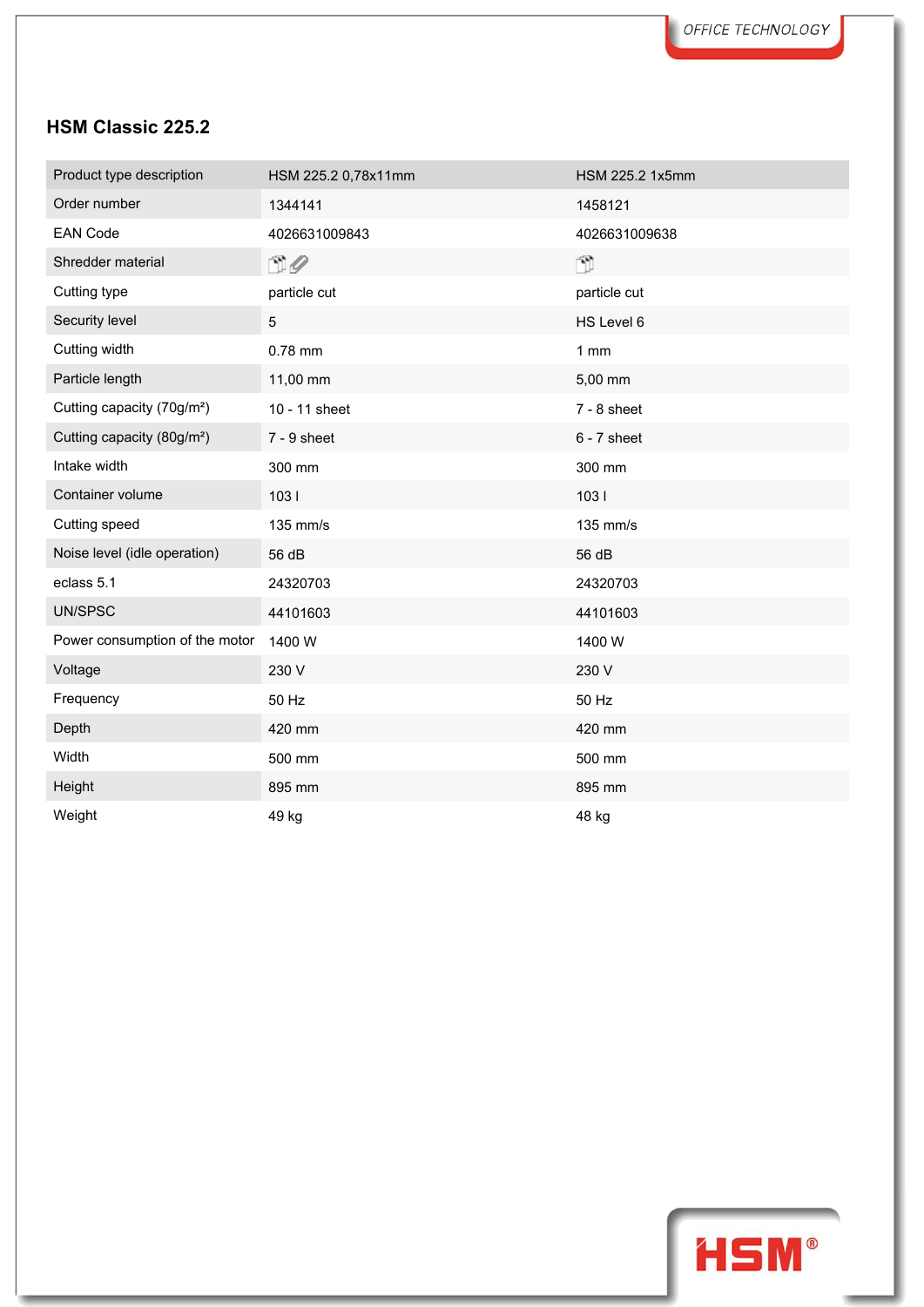## HSM Classic 225.2

| Product type description | HSM 225.2 0,78x11mm | HSM 225.2 1x5mm |
|---|---|---|
| Order number | 1344141 | 1458121 |
| EAN Code | 4026631009843 | 4026631009638 |
| Shredder material | | |
| Cutting type | particle cut | particle cut |
| Security level | 5 | HS Level 6 |
| Cutting width | 0.78 mm | 1 mm |
| Particle length | 11,00 mm | 5,00 mm |
| Cutting capacity (70g/m²) | 10 - 11 sheet | 7 - 8 sheet |
| Cutting capacity (80g/m²) | 7 - 9 sheet | 6 - 7 sheet |
| Intake width | 300 mm | 300 mm |
| Container volume | 103 l | 103 l |
| Cutting speed | 135 mm/s | 135 mm/s |
| Noise level (idle operation) | 56 dB | 56 dB |
| eclass 5.1 | 24320703 | 24320703 |
| UN/SPSC | 44101603 | 44101603 |
| Power consumption of the motor | 1400 W | 1400 W |
| Voltage | 230 V | 230 V |
| Frequency | 50 Hz | 50 Hz |
| Depth | 420 mm | 420 mm |
| Width | 500 mm | 500 mm |
| Height | 895 mm | 895 mm |
| Weight | 49 kg | 48 kg |